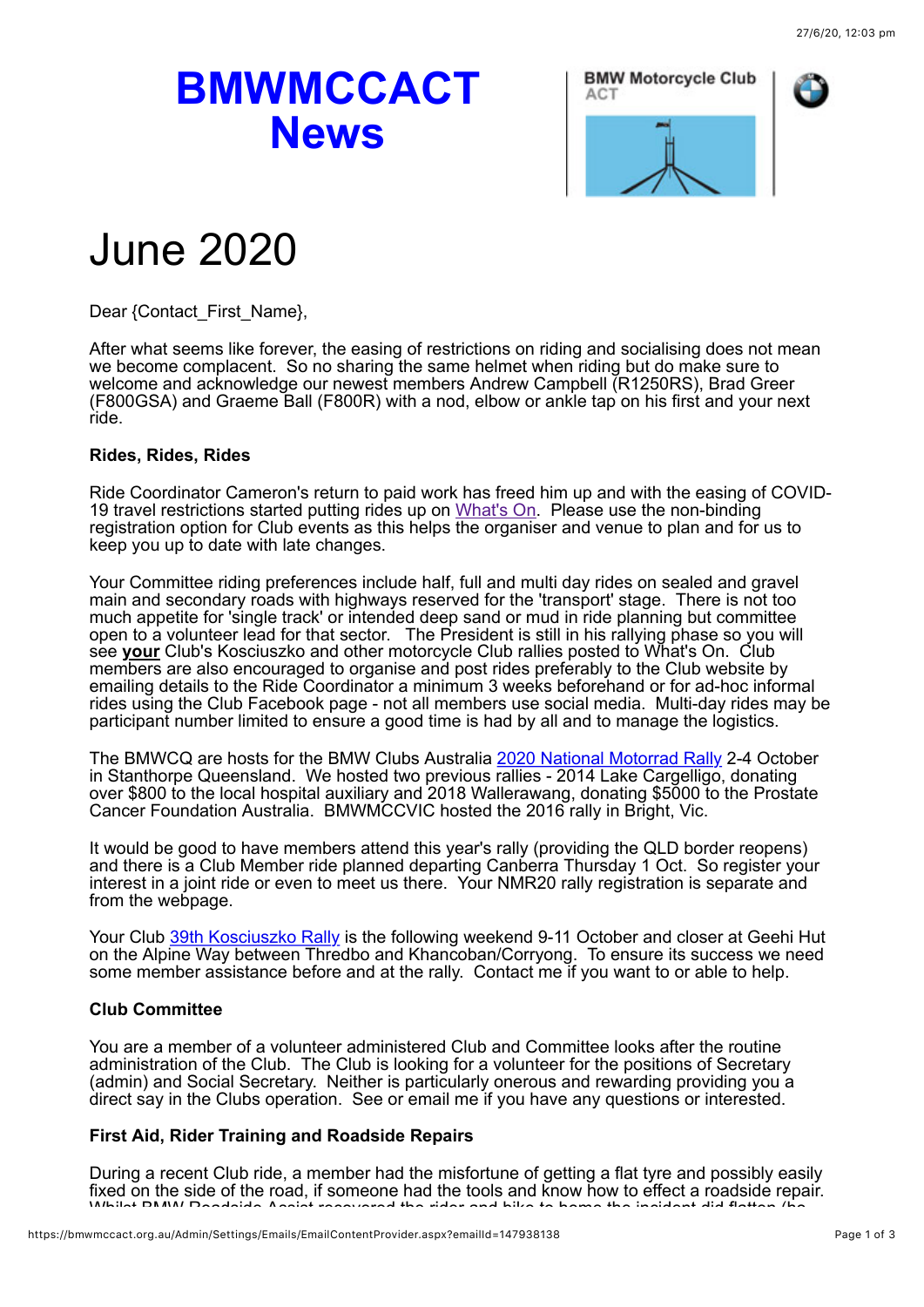# BMWMCCACT News

BMW Motorcycle Club ACT

# June 2020

Dear {Contact_First_Name},

After what seems like forever, the easing of restrictions on riding and socialising does not mean we become complacent. So no sharing the same helmet when riding but do make sure to welcome and acknowledge our newest members Andrew Campbell (R1250RS), Brad Greer (F800GSA) and Graeme Ball (F800R) with a nod, elbow or ankle tap on his first and your next ride.

**Rides, Rides, Rides**

Ride Coordinator Cameron's return to paid work has freed him up and with the easing of COVID-19 travel restrictions started putting rides up on What's On. Please use the non-binding registration option for Club events as this helps the organiser and venue to plan and for us to keep you up to date with late changes.

Your Committee riding preferences include half, full and multi day rides on sealed and gravel main and secondary roads with highways reserved for the 'transport' stage. There is not too much appetite for 'single track' or intended deep sand or mud in ride planning but committee open to a volunteer lead for that sector. The President is still in his rallying phase so you will see **your** Club's Kosciuszko and other motorcycle Club rallies posted to What's On. Club members are also encouraged to organise and post rides preferably to the Club website by emailing details to the Ride Coordinator a minimum 3 weeks beforehand or for ad-hoc informal rides using the Club Facebook page - not all members use social media. Multi-day rides may be participant number limited to ensure a good time is had by all and to manage the logistics.

The BMWCQ are hosts for the BMW Clubs Australia 2020 National Motorrad Rally 2-4 October in Stanthorpe Queensland. We hosted two previous rallies - 2014 Lake Cargelligo, donating over $800 to the local hospital auxiliary and 2018 Wallerawang, donating $5000 to the Prostate Cancer Foundation Australia. BMWMCCVIC hosted the 2016 rally in Bright, Vic.

It would be good to have members attend this year's rally (providing the QLD border reopens) and there is a Club Member ride planned departing Canberra Thursday 1 Oct. So register your interest in a joint ride or even to meet us there. Your NMR20 rally registration is separate and from the webpage.

Your Club 39th Kosciuszko Rally is the following weekend 9-11 October and closer at Geehi Hut on the Alpine Way between Thredbo and Khancoban/Corryong. To ensure its success we need some member assistance before and at the rally. Contact me if you want to or able to help.

**Club Committee**

You are a member of a volunteer administered Club and Committee looks after the routine administration of the Club. The Club is looking for a volunteer for the positions of Secretary (admin) and Social Secretary. Neither is particularly onerous and rewarding providing you a direct say in the Clubs operation. See or email me if you have any questions or interested.

**First Aid, Rider Training and Roadside Repairs**

During a recent Club ride, a member had the misfortune of getting a flat tyre and possibly easily fixed on the side of the road, if someone had the tools and know how to effect a roadside repair.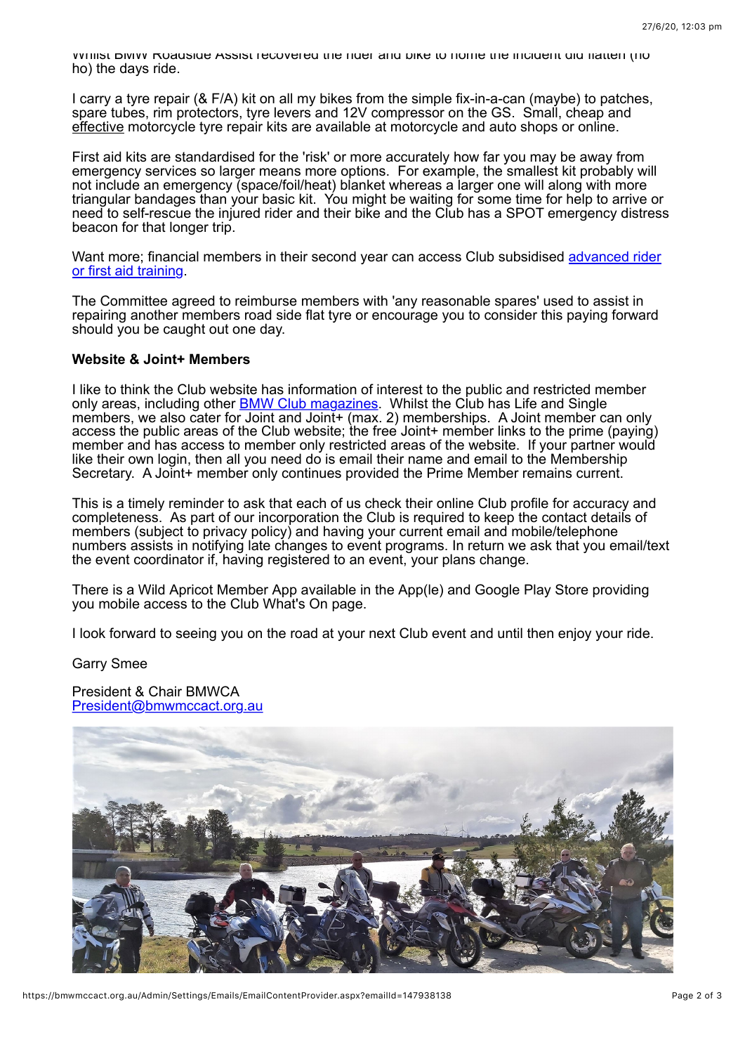Whilst BMW Roadside Assist recovered the rider and bike to home the incident did flatten (no ho) the days ride.

I carry a tyre repair (& F/A) kit on all my bikes from the simple fix-in-a-can (maybe) to patches, spare tubes, rim protectors, tyre levers and 12V compressor on the GS. Small, cheap and effective motorcycle tyre repair kits are available at motorcycle and auto shops or online.

First aid kits are standardised for the 'risk' or more accurately how far you may be away from emergency services so larger means more options. For example, the smallest kit probably will not include an emergency (space/foil/heat) blanket whereas a larger one will along with more triangular bandages than your basic kit. You might be waiting for some time for help to arrive or need to self-rescue the injured rider and their bike and the Club has a SPOT emergency distress beacon for that longer trip.

Want more; financial members in their second year can access Club subsidised advanced rider or first aid training.

The Committee agreed to reimburse members with 'any reasonable spares' used to assist in repairing another members road side flat tyre or encourage you to consider this paying forward should you be caught out one day.

**Website & Joint+ Members**

I like to think the Club website has information of interest to the public and restricted member only areas, including other BMW Club magazines. Whilst the Club has Life and Single members, we also cater for Joint and Joint+ (max. 2) memberships. A Joint member can only access the public areas of the Club website; the free Joint+ member links to the prime (paying) member and has access to member only restricted areas of the website. If your partner would like their own login, then all you need do is email their name and email to the Membership Secretary. A Joint+ member only continues provided the Prime Member remains current.

This is a timely reminder to ask that each of us check their online Club profile for accuracy and completeness. As part of our incorporation the Club is required to keep the contact details of members (subject to privacy policy) and having your current email and mobile/telephone numbers assists in notifying late changes to event programs. In return we ask that you email/text the event coordinator if, having registered to an event, your plans change.

There is a Wild Apricot Member App available in the App(le) and Google Play Store providing you mobile access to the Club What's On page.

I look forward to seeing you on the road at your next Club event and until then enjoy your ride.

Garry Smee

President & Chair BMWCA
President@bmwmccact.org.au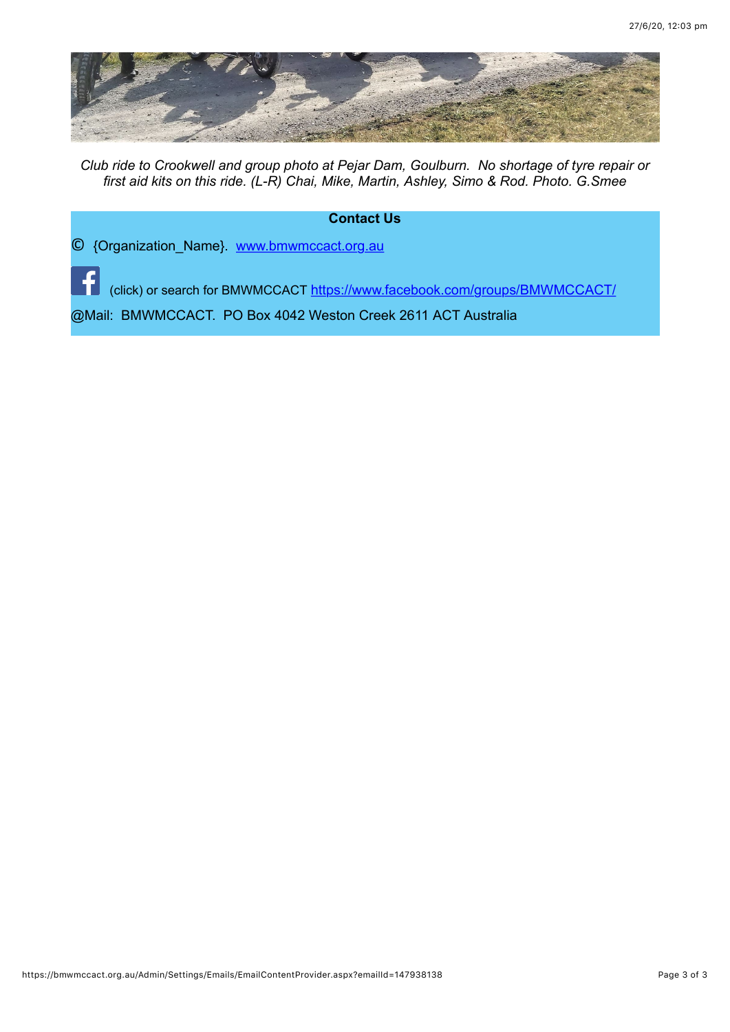*Club ride to Crookwell and group photo at Pejar Dam, Goulburn. No shortage of tyre repair or first aid kits on this ride. (L-R) Chai, Mike, Martin, Ashley, Simo & Rod. Photo. G.Smee*

**Contact Us**

© {Organization_Name}. [www.bmwmccact.org.au](http://www.bmwmccact.org.au)

(click) or search for BMWMCCACT [https://www.facebook.com/groups/BMWMCCACT/](https://www.facebook.com/groups/BMWMCCACT/)

@Mail: BMWMCCACT. PO Box 4042 Weston Creek 2611 ACT Australia